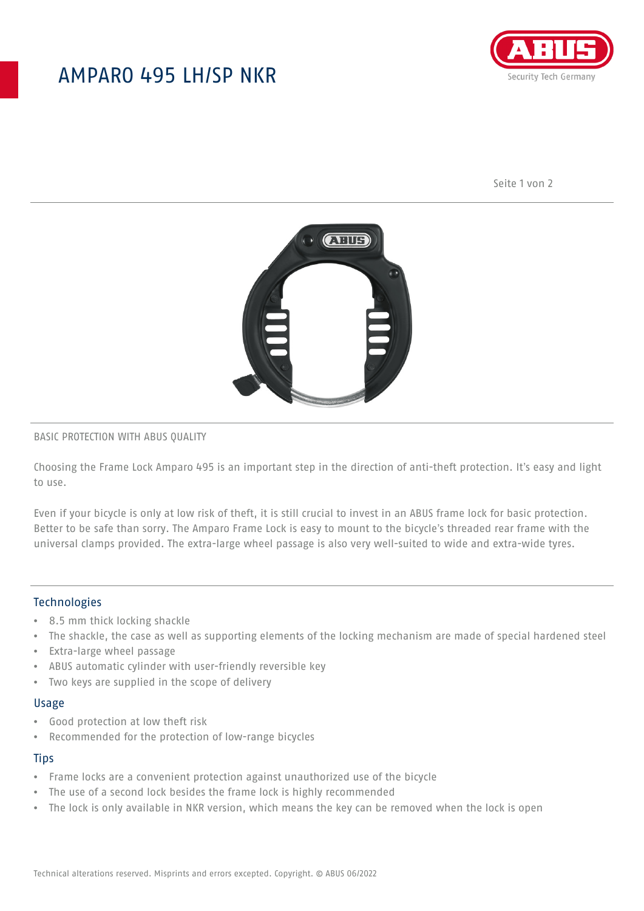# AMPARO 495 LH/SP NKR

BASIC PROTECTION WITH ABUS QUALITY

Choosing the Frame Lock Amparo 495 is an important step in the direction of anti-theft protection. It's easy and light to use.

Even if your bicycle is only at low risk of theft, it is still crucial to invest in an ABUS frame lock for basic protection. Better to be safe than sorry. The Amparo Frame Lock is easy to mount to the bicycle's threaded rear frame with the universal clamps provided. The extra-large wheel passage is also very well-suited to wide and extra-wide tyres.

## Technologies

- 8.5 mm thick locking shackle
- The shackle, the case as well as supporting elements of the locking mechanism are made of special hardened steel
- Extra-large wheel passage
- ABUS automatic cylinder with user-friendly reversible key
- Two keys are supplied in the scope of delivery

## Usage

- Good protection at low theft risk
- Recommended for the protection of low-range bicycles

## Tips

- Frame locks are a convenient protection against unauthorized use of the bicycle
- The use of a second lock besides the frame lock is highly recommended
- The lock is only available in NKR version, which means the key can be removed when the lock is open

Technical alterations reserved. Misprints and errors excepted. Copyright. © ABUS 06/2022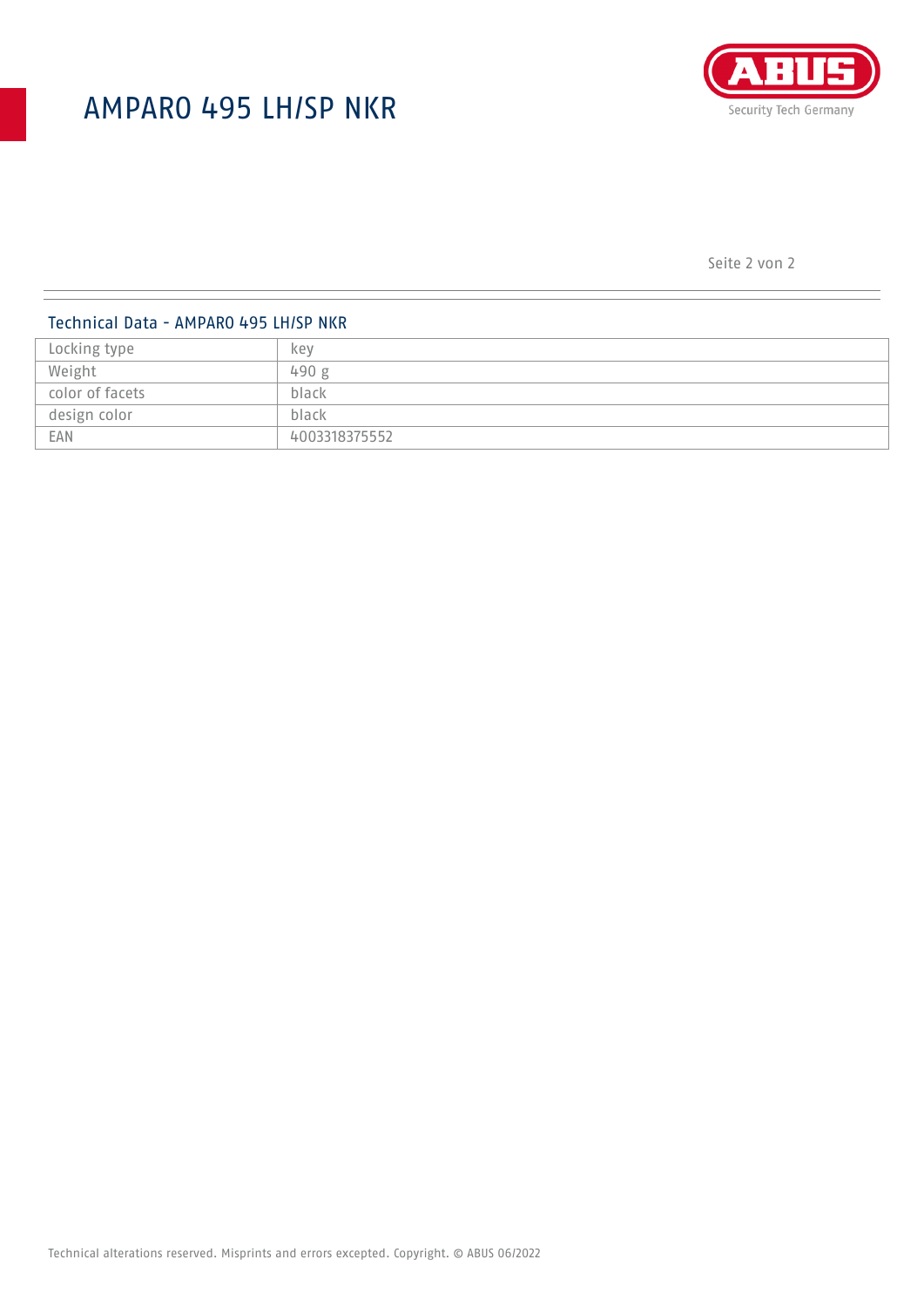# AMPARO 495 LH/SP NKR

## Technical Data - AMPARO 495 LH/SP NKR

| | |
|---|---|
| Locking type | key |
| Weight | 490 g |
| color of facets | black |
| design color | black |
| EAN | 4003318375552 |

Technical alterations reserved. Misprints and errors excepted. Copyright. © ABUS 06/2022